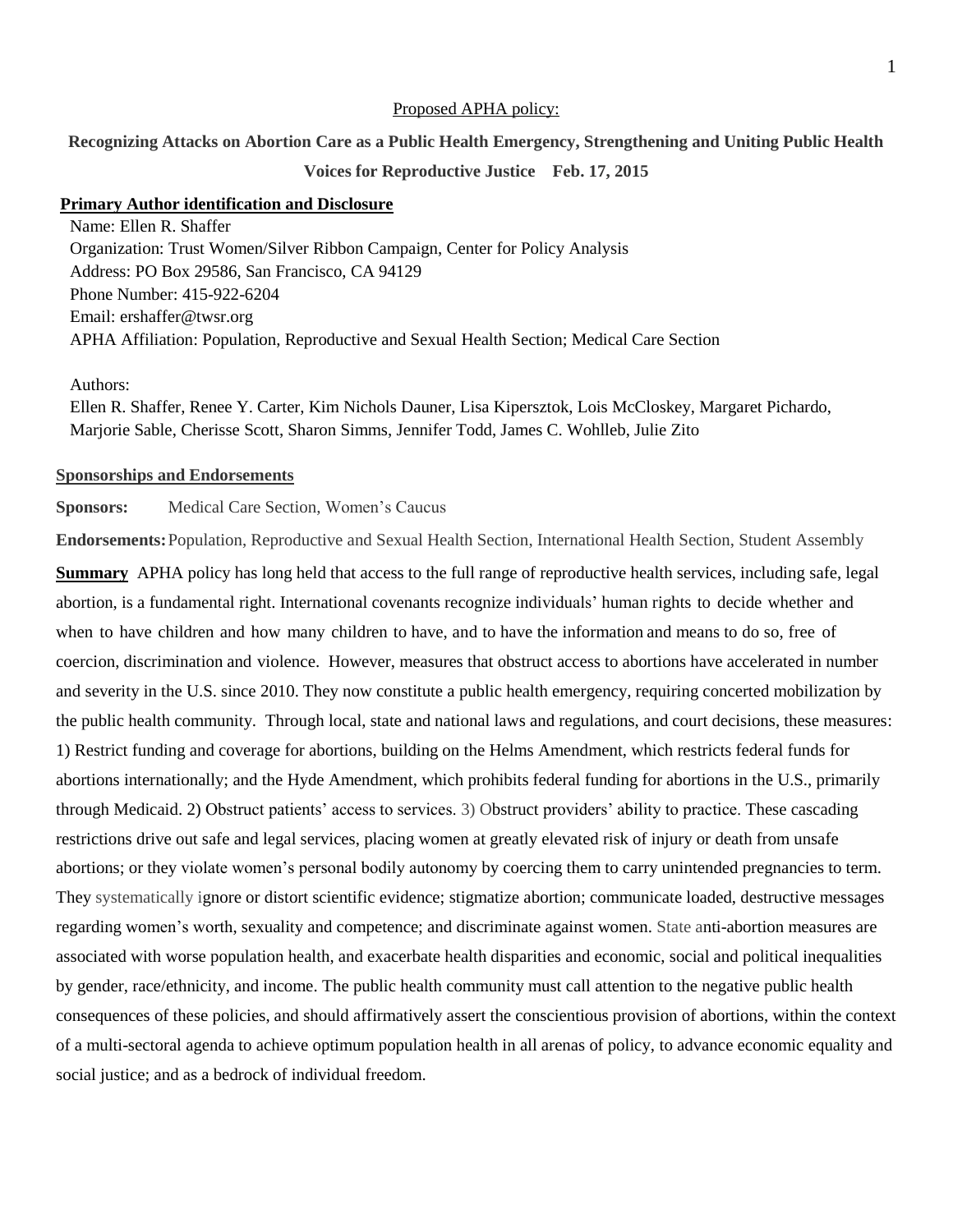Proposed APHA policy:

# Recognizing Attacks on Abortion Care as a Public Health Emergency, Strengthening and Uniting Public Health Voices for Reproductive Justice Feb. 17, 2015

**Primary Author identification and Disclosure**

Name: Ellen R. Shaffer
Organization: Trust Women/Silver Ribbon Campaign, Center for Policy Analysis
Address: PO Box 29586, San Francisco, CA 94129
Phone Number: 415-922-6204
Email: ershaffer@twsr.org
APHA Affiliation: Population, Reproductive and Sexual Health Section; Medical Care Section

Authors:
Ellen R. Shaffer, Renee Y. Carter, Kim Nichols Dauner, Lisa Kipersztok, Lois McCloskey, Margaret Pichardo, Marjorie Sable, Cherisse Scott, Sharon Simms, Jennifer Todd, James C. Wohlleb, Julie Zito

**Sponsorships and Endorsements**

**Sponsors:** Medical Care Section, Women's Caucus

**Endorsements:** Population, Reproductive and Sexual Health Section, International Health Section, Student Assembly

**Summary** APHA policy has long held that access to the full range of reproductive health services, including safe, legal abortion, is a fundamental right. International covenants recognize individuals' human rights to decide whether and when to have children and how many children to have, and to have the information and means to do so, free of coercion, discrimination and violence. However, measures that obstruct access to abortions have accelerated in number and severity in the U.S. since 2010. They now constitute a public health emergency, requiring concerted mobilization by the public health community. Through local, state and national laws and regulations, and court decisions, these measures: 1) Restrict funding and coverage for abortions, building on the Helms Amendment, which restricts federal funds for abortions internationally; and the Hyde Amendment, which prohibits federal funding for abortions in the U.S., primarily through Medicaid. 2) Obstruct patients' access to services. 3) Obstruct providers' ability to practice. These cascading restrictions drive out safe and legal services, placing women at greatly elevated risk of injury or death from unsafe abortions; or they violate women's personal bodily autonomy by coercing them to carry unintended pregnancies to term. They systematically ignore or distort scientific evidence; stigmatize abortion; communicate loaded, destructive messages regarding women's worth, sexuality and competence; and discriminate against women. State anti-abortion measures are associated with worse population health, and exacerbate health disparities and economic, social and political inequalities by gender, race/ethnicity, and income. The public health community must call attention to the negative public health consequences of these policies, and should affirmatively assert the conscientious provision of abortions, within the context of a multi-sectoral agenda to achieve optimum population health in all arenas of policy, to advance economic equality and social justice; and as a bedrock of individual freedom.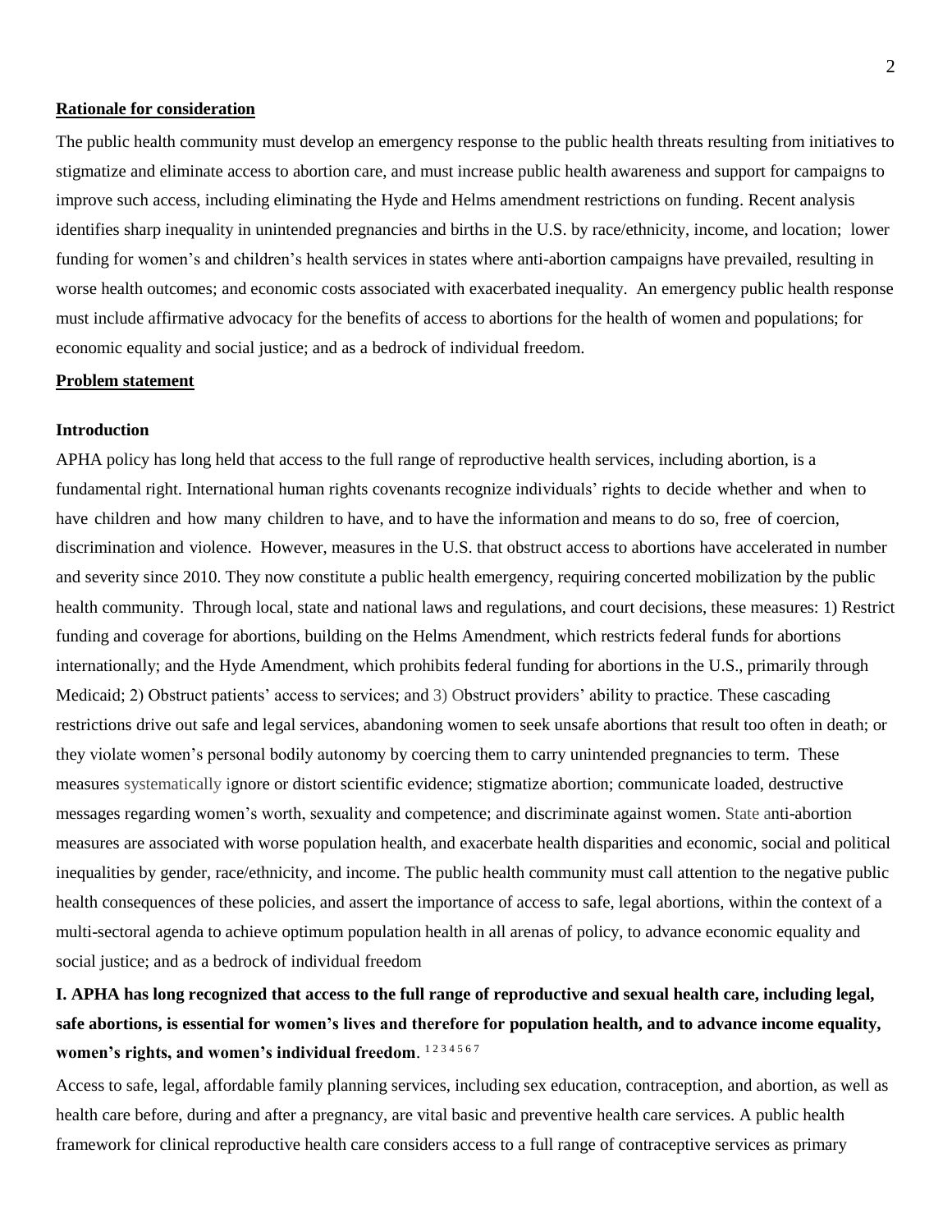**Rationale for consideration**

The public health community must develop an emergency response to the public health threats resulting from initiatives to stigmatize and eliminate access to abortion care, and must increase public health awareness and support for campaigns to improve such access, including eliminating the Hyde and Helms amendment restrictions on funding. Recent analysis identifies sharp inequality in unintended pregnancies and births in the U.S. by race/ethnicity, income, and location; lower funding for women's and children's health services in states where anti-abortion campaigns have prevailed, resulting in worse health outcomes; and economic costs associated with exacerbated inequality. An emergency public health response must include affirmative advocacy for the benefits of access to abortions for the health of women and populations; for economic equality and social justice; and as a bedrock of individual freedom.

**Problem statement**

**Introduction**

APHA policy has long held that access to the full range of reproductive health services, including abortion, is a fundamental right. International human rights covenants recognize individuals' rights to decide whether and when to have children and how many children to have, and to have the information and means to do so, free of coercion, discrimination and violence. However, measures in the U.S. that obstruct access to abortions have accelerated in number and severity since 2010. They now constitute a public health emergency, requiring concerted mobilization by the public health community. Through local, state and national laws and regulations, and court decisions, these measures: 1) Restrict funding and coverage for abortions, building on the Helms Amendment, which restricts federal funds for abortions internationally; and the Hyde Amendment, which prohibits federal funding for abortions in the U.S., primarily through Medicaid; 2) Obstruct patients' access to services; and 3) Obstruct providers' ability to practice. These cascading restrictions drive out safe and legal services, abandoning women to seek unsafe abortions that result too often in death; or they violate women's personal bodily autonomy by coercing them to carry unintended pregnancies to term. These measures systematically ignore or distort scientific evidence; stigmatize abortion; communicate loaded, destructive messages regarding women's worth, sexuality and competence; and discriminate against women. State anti-abortion measures are associated with worse population health, and exacerbate health disparities and economic, social and political inequalities by gender, race/ethnicity, and income. The public health community must call attention to the negative public health consequences of these policies, and assert the importance of access to safe, legal abortions, within the context of a multi-sectoral agenda to achieve optimum population health in all arenas of policy, to advance economic equality and social justice; and as a bedrock of individual freedom

**I. APHA has long recognized that access to the full range of reproductive and sexual health care, including legal, safe abortions, is essential for women's lives and therefore for population health, and to advance income equality, women's rights, and women's individual freedom**. [1,2,3,4,5,6,7]

Access to safe, legal, affordable family planning services, including sex education, contraception, and abortion, as well as health care before, during and after a pregnancy, are vital basic and preventive health care services. A public health framework for clinical reproductive health care considers access to a full range of contraceptive services as primary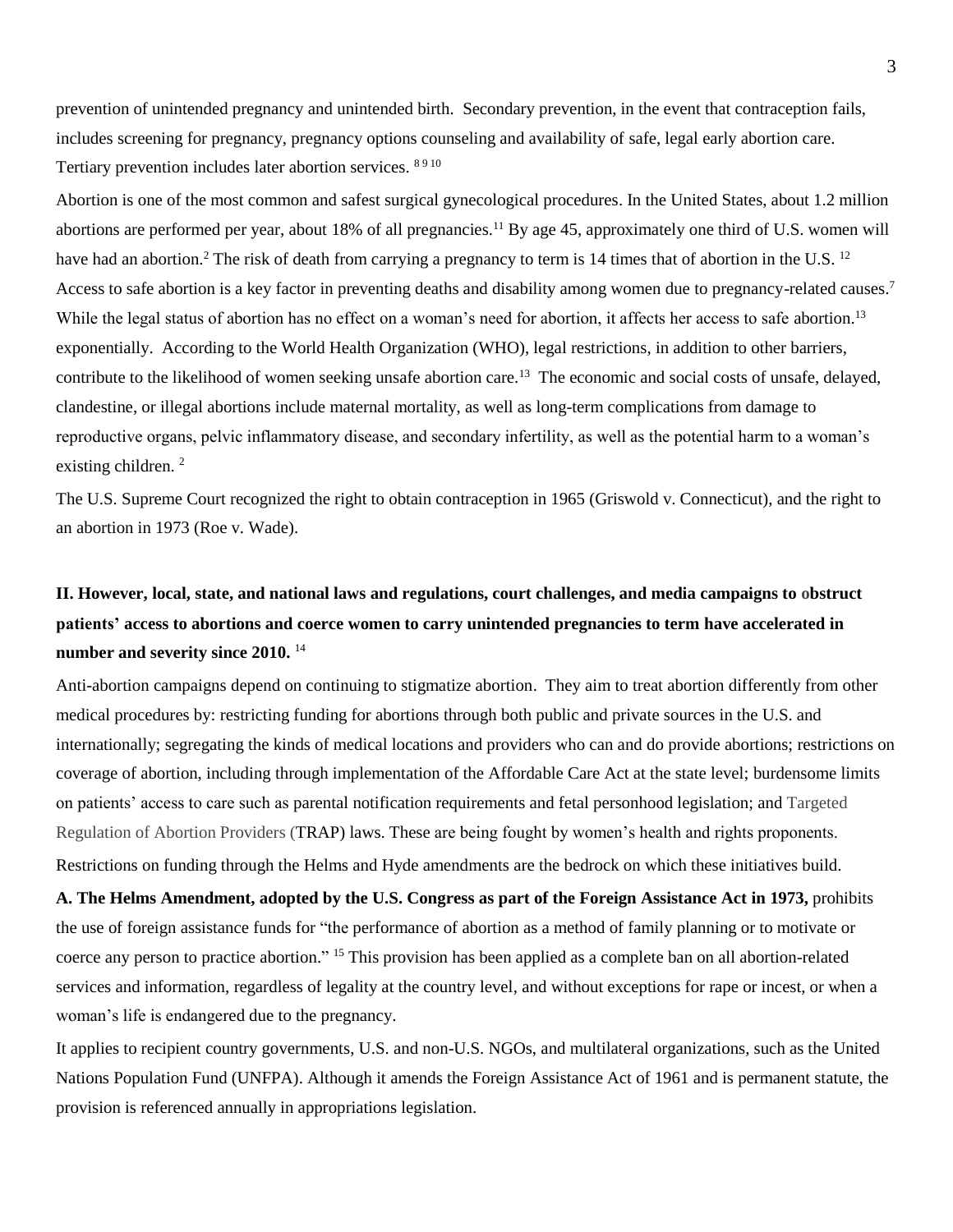prevention of unintended pregnancy and unintended birth. Secondary prevention, in the event that contraception fails, includes screening for pregnancy, pregnancy options counseling and availability of safe, legal early abortion care. Tertiary prevention includes later abortion services. [8 9 10]

Abortion is one of the most common and safest surgical gynecological procedures. In the United States, about 1.2 million abortions are performed per year, about 18% of all pregnancies.[11] By age 45, approximately one third of U.S. women will have had an abortion.[2] The risk of death from carrying a pregnancy to term is 14 times that of abortion in the U.S. [12] Access to safe abortion is a key factor in preventing deaths and disability among women due to pregnancy-related causes.[7] While the legal status of abortion has no effect on a woman's need for abortion, it affects her access to safe abortion.[13] exponentially. According to the World Health Organization (WHO), legal restrictions, in addition to other barriers, contribute to the likelihood of women seeking unsafe abortion care.[13] The economic and social costs of unsafe, delayed, clandestine, or illegal abortions include maternal mortality, as well as long-term complications from damage to reproductive organs, pelvic inflammatory disease, and secondary infertility, as well as the potential harm to a woman's existing children. [2]

The U.S. Supreme Court recognized the right to obtain contraception in 1965 (Griswold v. Connecticut), and the right to an abortion in 1973 (Roe v. Wade).

## II. However, local, state, and national laws and regulations, court challenges, and media campaigns to obstruct patients' access to abortions and coerce women to carry unintended pregnancies to term have accelerated in number and severity since 2010. [14]

Anti-abortion campaigns depend on continuing to stigmatize abortion. They aim to treat abortion differently from other medical procedures by: restricting funding for abortions through both public and private sources in the U.S. and internationally; segregating the kinds of medical locations and providers who can and do provide abortions; restrictions on coverage of abortion, including through implementation of the Affordable Care Act at the state level; burdensome limits on patients' access to care such as parental notification requirements and fetal personhood legislation; and Targeted Regulation of Abortion Providers (TRAP) laws. These are being fought by women's health and rights proponents. Restrictions on funding through the Helms and Hyde amendments are the bedrock on which these initiatives build.

**A. The Helms Amendment, adopted by the U.S. Congress as part of the Foreign Assistance Act in 1973,** prohibits the use of foreign assistance funds for "the performance of abortion as a method of family planning or to motivate or coerce any person to practice abortion." [15] This provision has been applied as a complete ban on all abortion-related services and information, regardless of legality at the country level, and without exceptions for rape or incest, or when a woman's life is endangered due to the pregnancy.

It applies to recipient country governments, U.S. and non-U.S. NGOs, and multilateral organizations, such as the United Nations Population Fund (UNFPA). Although it amends the Foreign Assistance Act of 1961 and is permanent statute, the provision is referenced annually in appropriations legislation.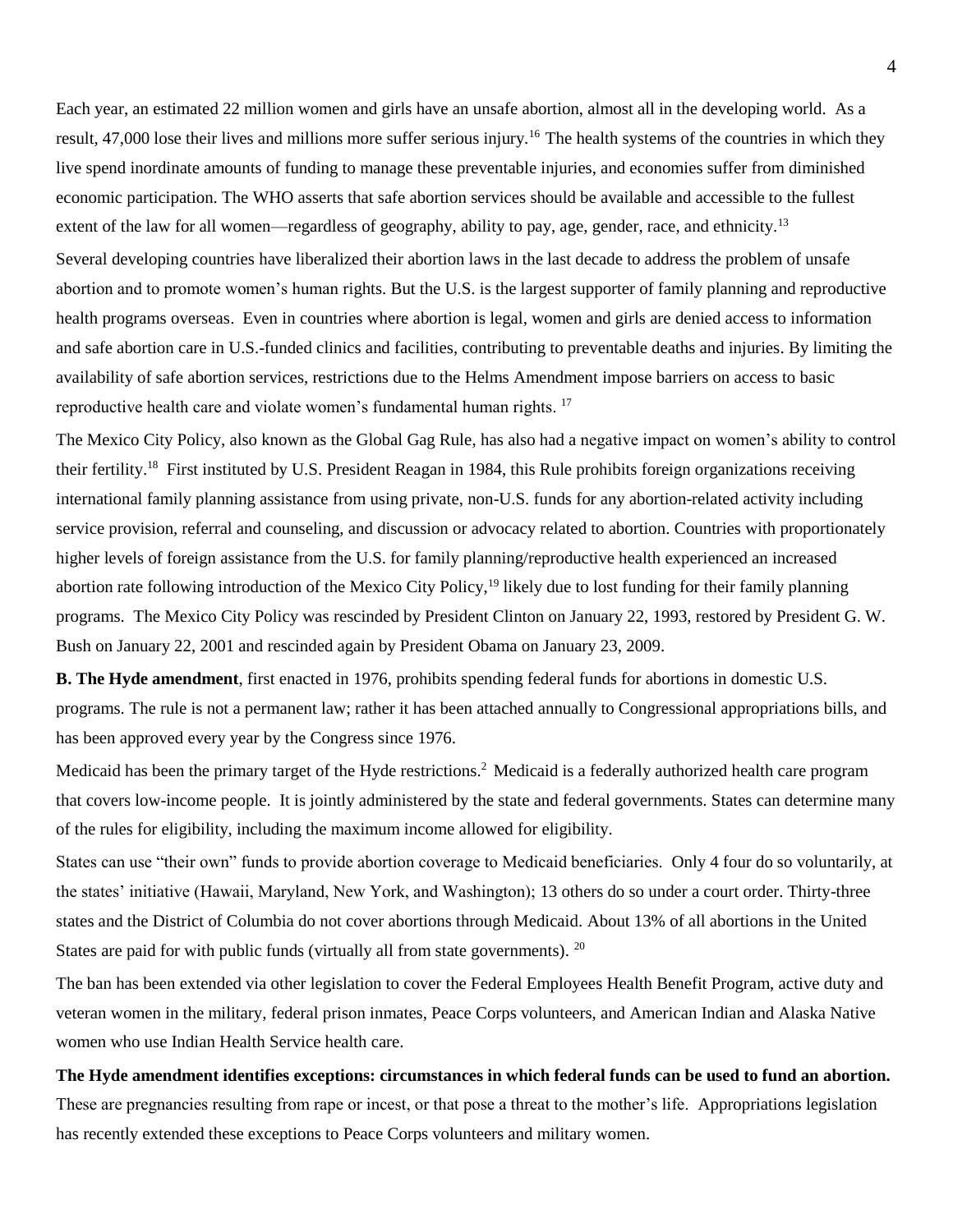Each year, an estimated 22 million women and girls have an unsafe abortion, almost all in the developing world. As a result, 47,000 lose their lives and millions more suffer serious injury.[16] The health systems of the countries in which they live spend inordinate amounts of funding to manage these preventable injuries, and economies suffer from diminished economic participation. The WHO asserts that safe abortion services should be available and accessible to the fullest extent of the law for all women—regardless of geography, ability to pay, age, gender, race, and ethnicity.[13]

Several developing countries have liberalized their abortion laws in the last decade to address the problem of unsafe abortion and to promote women's human rights. But the U.S. is the largest supporter of family planning and reproductive health programs overseas. Even in countries where abortion is legal, women and girls are denied access to information and safe abortion care in U.S.-funded clinics and facilities, contributing to preventable deaths and injuries. By limiting the availability of safe abortion services, restrictions due to the Helms Amendment impose barriers on access to basic reproductive health care and violate women's fundamental human rights. [17]

The Mexico City Policy, also known as the Global Gag Rule, has also had a negative impact on women's ability to control their fertility.[18] First instituted by U.S. President Reagan in 1984, this Rule prohibits foreign organizations receiving international family planning assistance from using private, non-U.S. funds for any abortion-related activity including service provision, referral and counseling, and discussion or advocacy related to abortion. Countries with proportionately higher levels of foreign assistance from the U.S. for family planning/reproductive health experienced an increased abortion rate following introduction of the Mexico City Policy,[19] likely due to lost funding for their family planning programs. The Mexico City Policy was rescinded by President Clinton on January 22, 1993, restored by President G. W. Bush on January 22, 2001 and rescinded again by President Obama on January 23, 2009.

**B. The Hyde amendment**, first enacted in 1976, prohibits spending federal funds for abortions in domestic U.S. programs. The rule is not a permanent law; rather it has been attached annually to Congressional appropriations bills, and has been approved every year by the Congress since 1976.

Medicaid has been the primary target of the Hyde restrictions.[2] Medicaid is a federally authorized health care program that covers low-income people. It is jointly administered by the state and federal governments. States can determine many of the rules for eligibility, including the maximum income allowed for eligibility.

States can use "their own" funds to provide abortion coverage to Medicaid beneficiaries. Only 4 four do so voluntarily, at the states' initiative (Hawaii, Maryland, New York, and Washington); 13 others do so under a court order. Thirty-three states and the District of Columbia do not cover abortions through Medicaid. About 13% of all abortions in the United States are paid for with public funds (virtually all from state governments). [20]

The ban has been extended via other legislation to cover the Federal Employees Health Benefit Program, active duty and veteran women in the military, federal prison inmates, Peace Corps volunteers, and American Indian and Alaska Native women who use Indian Health Service health care.

**The Hyde amendment identifies exceptions: circumstances in which federal funds can be used to fund an abortion.** These are pregnancies resulting from rape or incest, or that pose a threat to the mother's life. Appropriations legislation has recently extended these exceptions to Peace Corps volunteers and military women.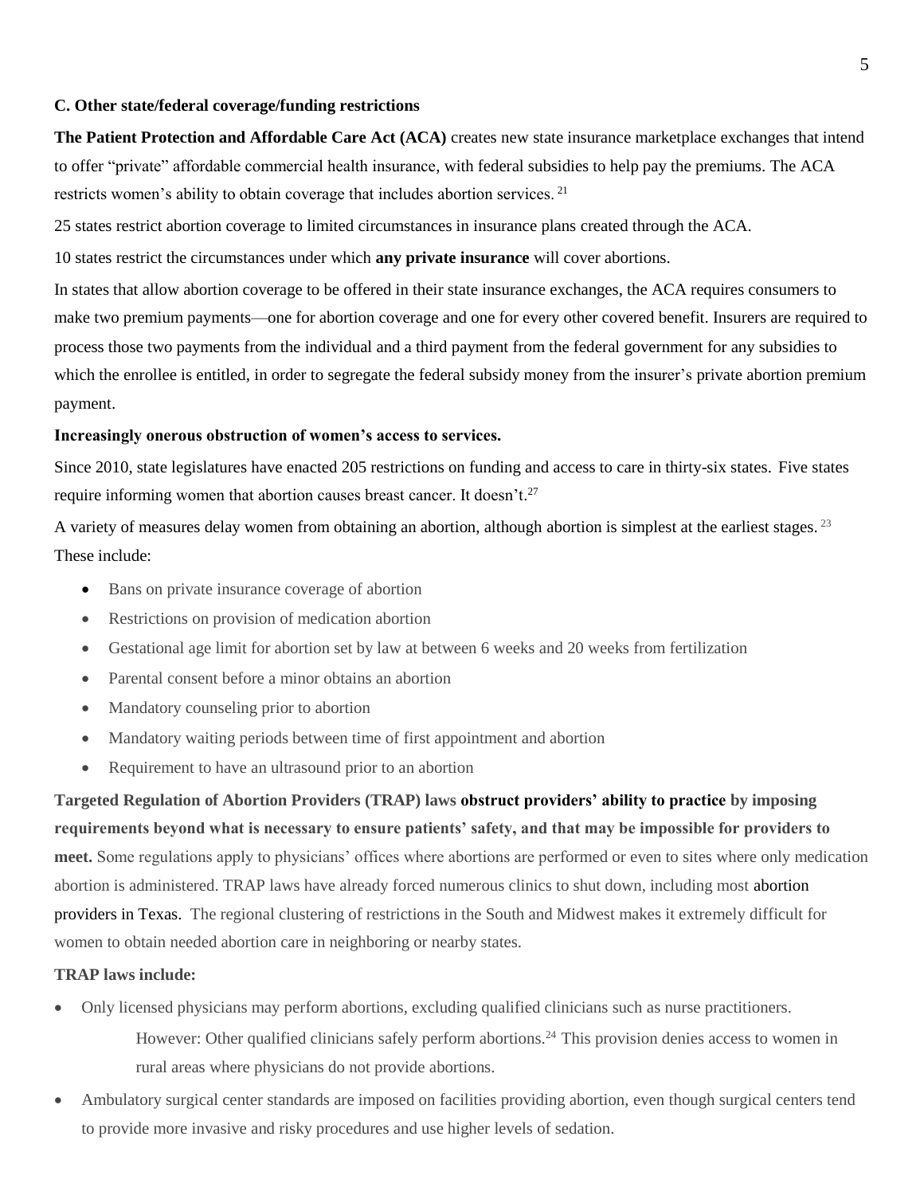**C. Other state/federal coverage/funding restrictions**

**The Patient Protection and Affordable Care Act (ACA)** creates new state insurance marketplace exchanges that intend to offer "private" affordable commercial health insurance, with federal subsidies to help pay the premiums. The ACA restricts women's ability to obtain coverage that includes abortion services. [21]

25 states restrict abortion coverage to limited circumstances in insurance plans created through the ACA.

10 states restrict the circumstances under which **any private insurance** will cover abortions.

In states that allow abortion coverage to be offered in their state insurance exchanges, the ACA requires consumers to make two premium payments—one for abortion coverage and one for every other covered benefit. Insurers are required to process those two payments from the individual and a third payment from the federal government for any subsidies to which the enrollee is entitled, in order to segregate the federal subsidy money from the insurer's private abortion premium payment.

**Increasingly onerous obstruction of women's access to services.**

Since 2010, state legislatures have enacted 205 restrictions on funding and access to care in thirty-six states. Five states require informing women that abortion causes breast cancer. It doesn't.[27]

A variety of measures delay women from obtaining an abortion, although abortion is simplest at the earliest stages. [23] These include:

- Bans on private insurance coverage of abortion
- Restrictions on provision of medication abortion
- Gestational age limit for abortion set by law at between 6 weeks and 20 weeks from fertilization
- Parental consent before a minor obtains an abortion
- Mandatory counseling prior to abortion
- Mandatory waiting periods between time of first appointment and abortion
- Requirement to have an ultrasound prior to an abortion

**Targeted Regulation of Abortion Providers (TRAP) laws obstruct providers' ability to practice by imposing requirements beyond what is necessary to ensure patients' safety, and that may be impossible for providers to meet.** Some regulations apply to physicians' offices where abortions are performed or even to sites where only medication abortion is administered. TRAP laws have already forced numerous clinics to shut down, including most abortion providers in Texas. The regional clustering of restrictions in the South and Midwest makes it extremely difficult for women to obtain needed abortion care in neighboring or nearby states.

**TRAP laws include:**

- Only licensed physicians may perform abortions, excluding qualified clinicians such as nurse practitioners.

  However: Other qualified clinicians safely perform abortions.[24] This provision denies access to women in rural areas where physicians do not provide abortions.

- Ambulatory surgical center standards are imposed on facilities providing abortion, even though surgical centers tend to provide more invasive and risky procedures and use higher levels of sedation.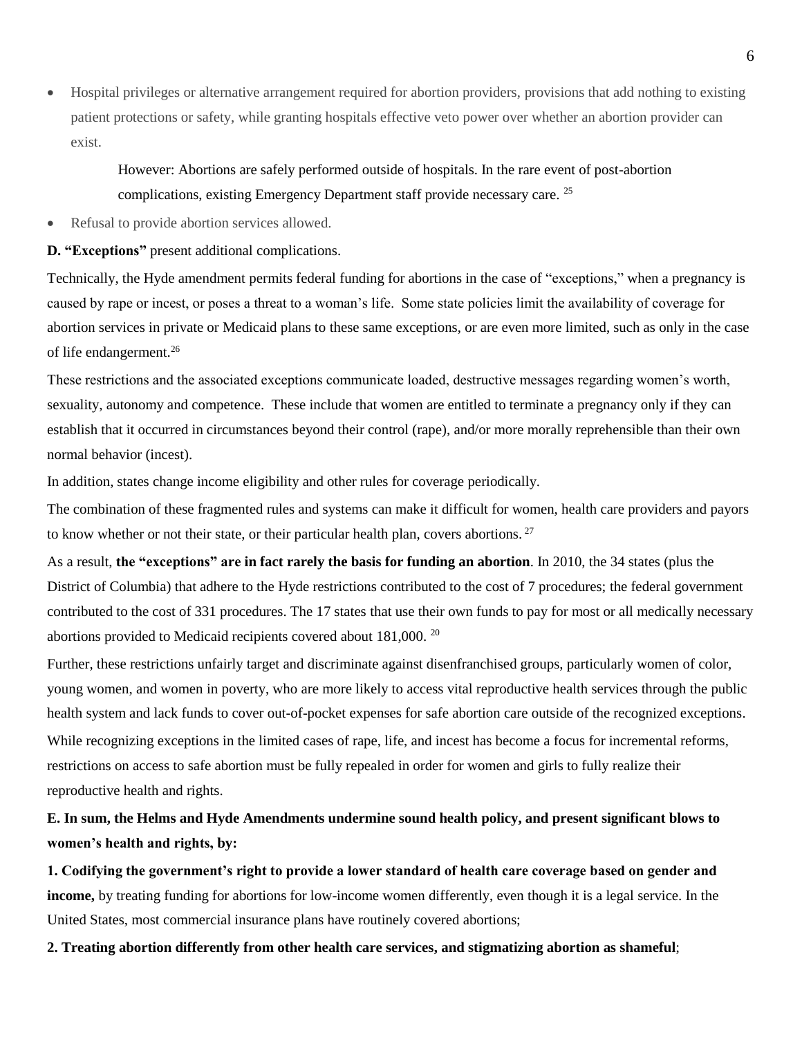- Hospital privileges or alternative arrangement required for abortion providers, provisions that add nothing to existing patient protections or safety, while granting hospitals effective veto power over whether an abortion provider can exist.

  However: Abortions are safely performed outside of hospitals. In the rare event of post-abortion complications, existing Emergency Department staff provide necessary care. [25]

- Refusal to provide abortion services allowed.

**D. "Exceptions"** present additional complications.

Technically, the Hyde amendment permits federal funding for abortions in the case of "exceptions," when a pregnancy is caused by rape or incest, or poses a threat to a woman's life. Some state policies limit the availability of coverage for abortion services in private or Medicaid plans to these same exceptions, or are even more limited, such as only in the case of life endangerment.[26]

These restrictions and the associated exceptions communicate loaded, destructive messages regarding women's worth, sexuality, autonomy and competence. These include that women are entitled to terminate a pregnancy only if they can establish that it occurred in circumstances beyond their control (rape), and/or more morally reprehensible than their own normal behavior (incest).

In addition, states change income eligibility and other rules for coverage periodically.

The combination of these fragmented rules and systems can make it difficult for women, health care providers and payors to know whether or not their state, or their particular health plan, covers abortions. [27]

As a result, **the "exceptions" are in fact rarely the basis for funding an abortion**. In 2010, the 34 states (plus the District of Columbia) that adhere to the Hyde restrictions contributed to the cost of 7 procedures; the federal government contributed to the cost of 331 procedures. The 17 states that use their own funds to pay for most or all medically necessary abortions provided to Medicaid recipients covered about 181,000. [20]

Further, these restrictions unfairly target and discriminate against disenfranchised groups, particularly women of color, young women, and women in poverty, who are more likely to access vital reproductive health services through the public health system and lack funds to cover out-of-pocket expenses for safe abortion care outside of the recognized exceptions.

While recognizing exceptions in the limited cases of rape, life, and incest has become a focus for incremental reforms, restrictions on access to safe abortion must be fully repealed in order for women and girls to fully realize their reproductive health and rights.

**E. In sum, the Helms and Hyde Amendments undermine sound health policy, and present significant blows to women's health and rights, by:**

**1. Codifying the government's right to provide a lower standard of health care coverage based on gender and income,** by treating funding for abortions for low-income women differently, even though it is a legal service. In the United States, most commercial insurance plans have routinely covered abortions;

**2. Treating abortion differently from other health care services, and stigmatizing abortion as shameful**;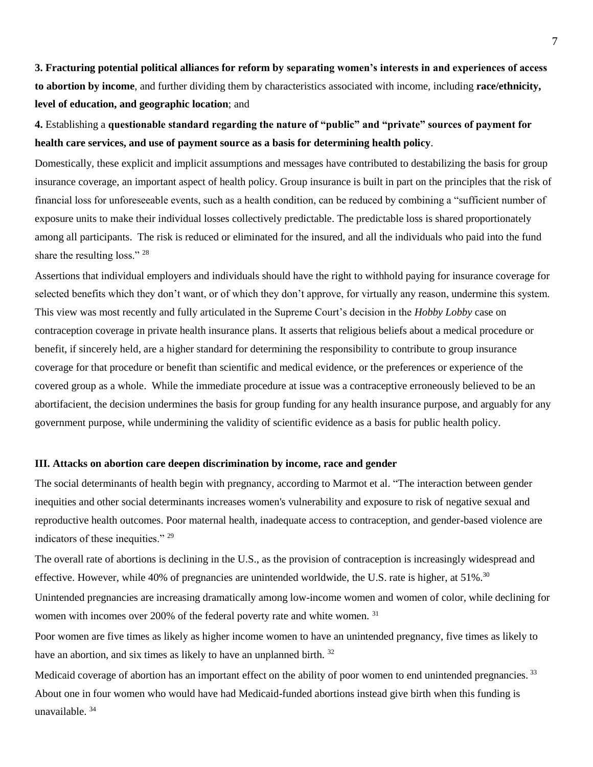**3. Fracturing potential political alliances for reform by separating women's interests in and experiences of access to abortion by income**, and further dividing them by characteristics associated with income, including **race/ethnicity, level of education, and geographic location**; and

**4.** Establishing a **questionable standard regarding the nature of "public" and "private" sources of payment for health care services, and use of payment source as a basis for determining health policy**.

Domestically, these explicit and implicit assumptions and messages have contributed to destabilizing the basis for group insurance coverage, an important aspect of health policy. Group insurance is built in part on the principles that the risk of financial loss for unforeseeable events, such as a health condition, can be reduced by combining a "sufficient number of exposure units to make their individual losses collectively predictable. The predictable loss is shared proportionately among all participants. The risk is reduced or eliminated for the insured, and all the individuals who paid into the fund share the resulting loss." [28]

Assertions that individual employers and individuals should have the right to withhold paying for insurance coverage for selected benefits which they don't want, or of which they don't approve, for virtually any reason, undermine this system. This view was most recently and fully articulated in the Supreme Court's decision in the *Hobby Lobby* case on contraception coverage in private health insurance plans. It asserts that religious beliefs about a medical procedure or benefit, if sincerely held, are a higher standard for determining the responsibility to contribute to group insurance coverage for that procedure or benefit than scientific and medical evidence, or the preferences or experience of the covered group as a whole. While the immediate procedure at issue was a contraceptive erroneously believed to be an abortifacient, the decision undermines the basis for group funding for any health insurance purpose, and arguably for any government purpose, while undermining the validity of scientific evidence as a basis for public health policy.

### III. Attacks on abortion care deepen discrimination by income, race and gender

The social determinants of health begin with pregnancy, according to Marmot et al. "The interaction between gender inequities and other social determinants increases women's vulnerability and exposure to risk of negative sexual and reproductive health outcomes. Poor maternal health, inadequate access to contraception, and gender-based violence are indicators of these inequities." [29]

The overall rate of abortions is declining in the U.S., as the provision of contraception is increasingly widespread and effective. However, while 40% of pregnancies are unintended worldwide, the U.S. rate is higher, at 51%.[30]

Unintended pregnancies are increasing dramatically among low-income women and women of color, while declining for women with incomes over 200% of the federal poverty rate and white women. [31]

Poor women are five times as likely as higher income women to have an unintended pregnancy, five times as likely to have an abortion, and six times as likely to have an unplanned birth. [32]

Medicaid coverage of abortion has an important effect on the ability of poor women to end unintended pregnancies. [33] About one in four women who would have had Medicaid-funded abortions instead give birth when this funding is unavailable. [34]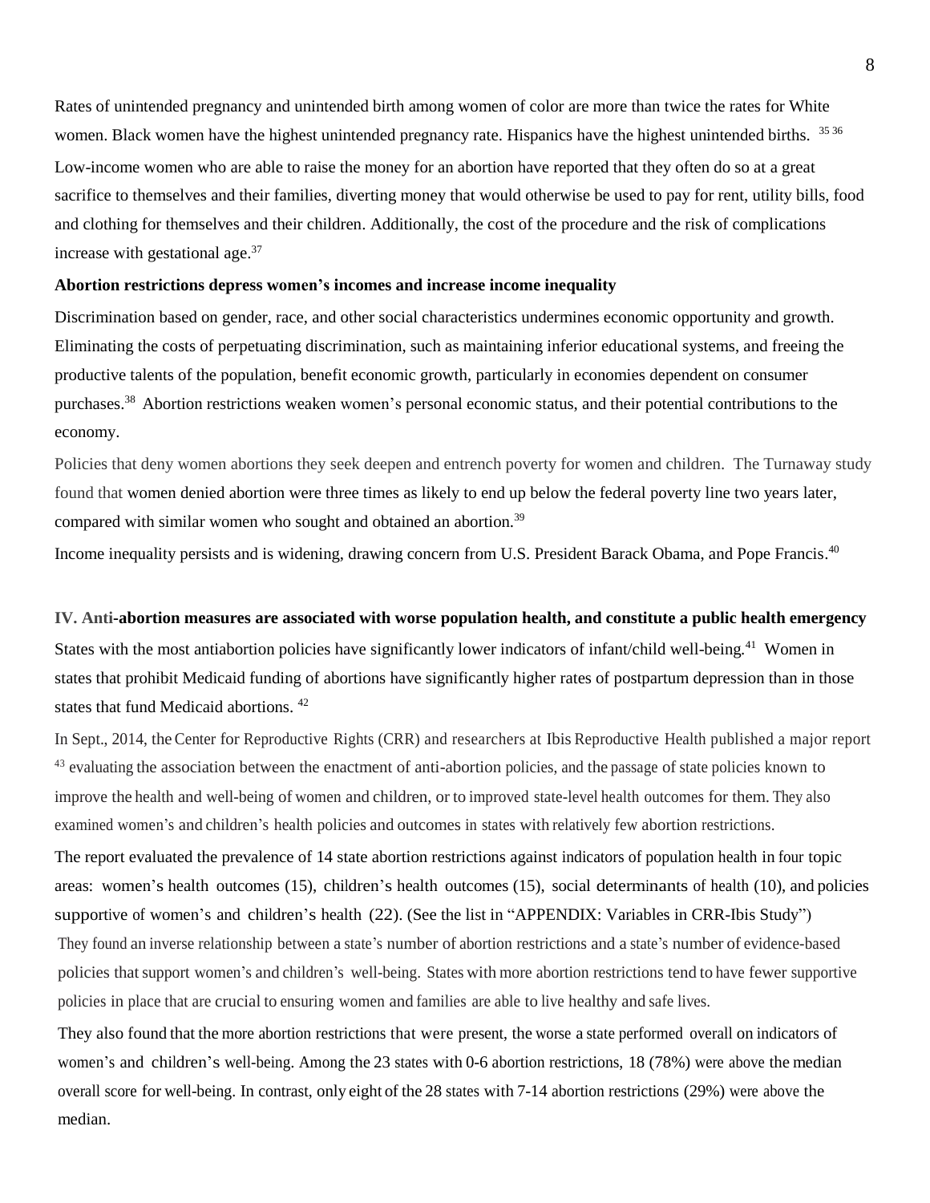Rates of unintended pregnancy and unintended birth among women of color are more than twice the rates for White women. Black women have the highest unintended pregnancy rate. Hispanics have the highest unintended births. [35 36]

Low-income women who are able to raise the money for an abortion have reported that they often do so at a great sacrifice to themselves and their families, diverting money that would otherwise be used to pay for rent, utility bills, food and clothing for themselves and their children. Additionally, the cost of the procedure and the risk of complications increase with gestational age.[37]

**Abortion restrictions depress women's incomes and increase income inequality**

Discrimination based on gender, race, and other social characteristics undermines economic opportunity and growth. Eliminating the costs of perpetuating discrimination, such as maintaining inferior educational systems, and freeing the productive talents of the population, benefit economic growth, particularly in economies dependent on consumer purchases.[38] Abortion restrictions weaken women's personal economic status, and their potential contributions to the economy.

Policies that deny women abortions they seek deepen and entrench poverty for women and children. The Turnaway study found that women denied abortion were three times as likely to end up below the federal poverty line two years later, compared with similar women who sought and obtained an abortion.[39]

Income inequality persists and is widening, drawing concern from U.S. President Barack Obama, and Pope Francis.[40]

**IV. Anti-abortion measures are associated with worse population health, and constitute a public health emergency**

States with the most antiabortion policies have significantly lower indicators of infant/child well-being.[41] Women in states that prohibit Medicaid funding of abortions have significantly higher rates of postpartum depression than in those states that fund Medicaid abortions. [42]

In Sept., 2014, the Center for Reproductive Rights (CRR) and researchers at Ibis Reproductive Health published a major report [43] evaluating the association between the enactment of anti-abortion policies, and the passage of state policies known to improve the health and well-being of women and children, or to improved state-level health outcomes for them. They also examined women's and children's health policies and outcomes in states with relatively few abortion restrictions.

The report evaluated the prevalence of 14 state abortion restrictions against indicators of population health in four topic areas: women's health outcomes (15), children's health outcomes (15), social determinants of health (10), and policies supportive of women's and children's health (22). (See the list in "APPENDIX: Variables in CRR-Ibis Study")

They found an inverse relationship between a state's number of abortion restrictions and a state's number of evidence-based policies that support women's and children's well-being. States with more abortion restrictions tend to have fewer supportive policies in place that are crucial to ensuring women and families are able to live healthy and safe lives.

They also found that the more abortion restrictions that were present, the worse a state performed overall on indicators of women's and children's well-being. Among the 23 states with 0-6 abortion restrictions, 18 (78%) were above the median overall score for well-being. In contrast, only eight of the 28 states with 7-14 abortion restrictions (29%) were above the median.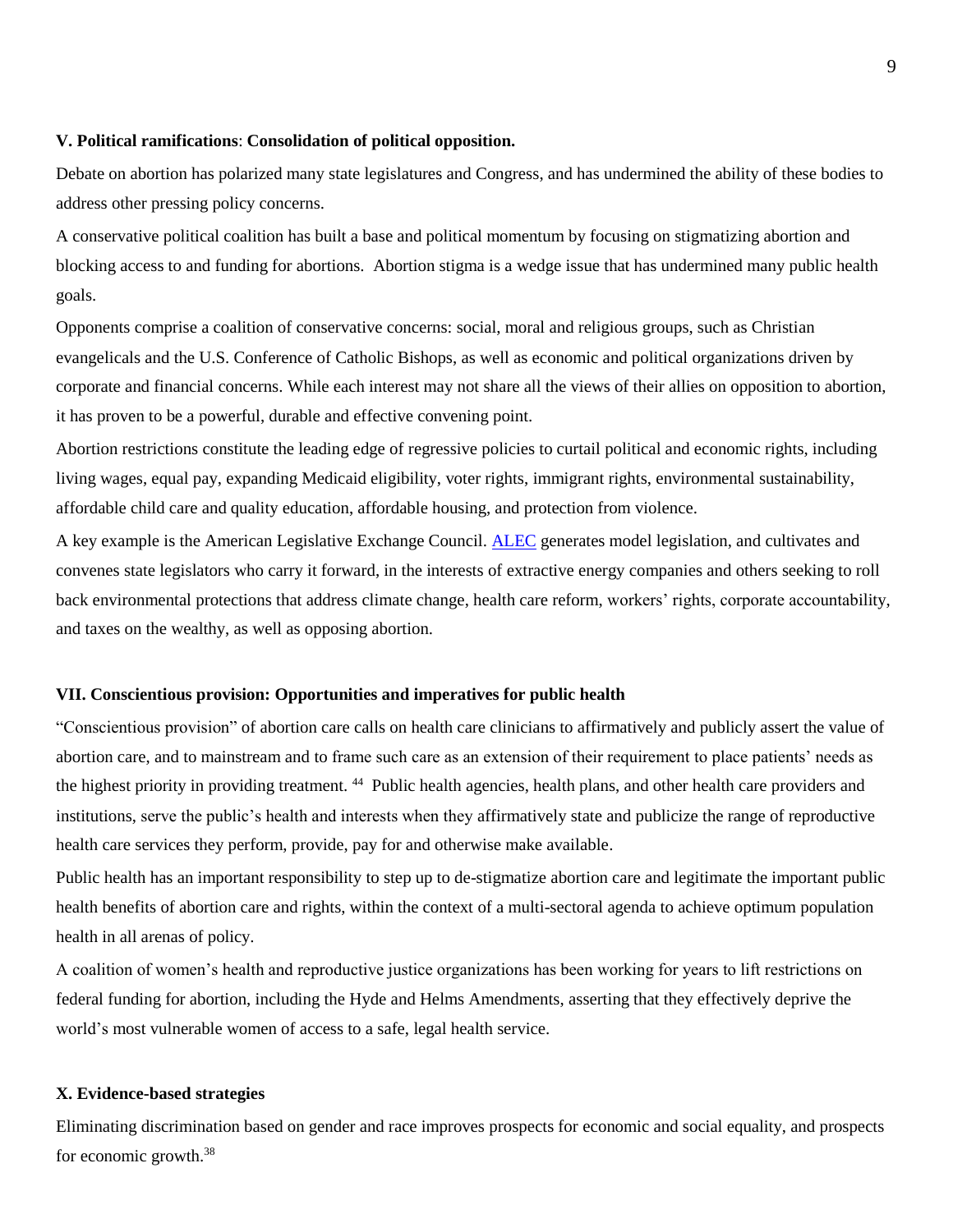### V. Political ramifications: Consolidation of political opposition.

Debate on abortion has polarized many state legislatures and Congress, and has undermined the ability of these bodies to address other pressing policy concerns.

A conservative political coalition has built a base and political momentum by focusing on stigmatizing abortion and blocking access to and funding for abortions. Abortion stigma is a wedge issue that has undermined many public health goals.

Opponents comprise a coalition of conservative concerns: social, moral and religious groups, such as Christian evangelicals and the U.S. Conference of Catholic Bishops, as well as economic and political organizations driven by corporate and financial concerns. While each interest may not share all the views of their allies on opposition to abortion, it has proven to be a powerful, durable and effective convening point.

Abortion restrictions constitute the leading edge of regressive policies to curtail political and economic rights, including living wages, equal pay, expanding Medicaid eligibility, voter rights, immigrant rights, environmental sustainability, affordable child care and quality education, affordable housing, and protection from violence.

A key example is the American Legislative Exchange Council. ALEC generates model legislation, and cultivates and convenes state legislators who carry it forward, in the interests of extractive energy companies and others seeking to roll back environmental protections that address climate change, health care reform, workers' rights, corporate accountability, and taxes on the wealthy, as well as opposing abortion.

### VII. Conscientious provision: Opportunities and imperatives for public health

"Conscientious provision" of abortion care calls on health care clinicians to affirmatively and publicly assert the value of abortion care, and to mainstream and to frame such care as an extension of their requirement to place patients' needs as the highest priority in providing treatment. [44] Public health agencies, health plans, and other health care providers and institutions, serve the public's health and interests when they affirmatively state and publicize the range of reproductive health care services they perform, provide, pay for and otherwise make available.

Public health has an important responsibility to step up to de-stigmatize abortion care and legitimate the important public health benefits of abortion care and rights, within the context of a multi-sectoral agenda to achieve optimum population health in all arenas of policy.

A coalition of women's health and reproductive justice organizations has been working for years to lift restrictions on federal funding for abortion, including the Hyde and Helms Amendments, asserting that they effectively deprive the world's most vulnerable women of access to a safe, legal health service.

### X. Evidence-based strategies

Eliminating discrimination based on gender and race improves prospects for economic and social equality, and prospects for economic growth.[38]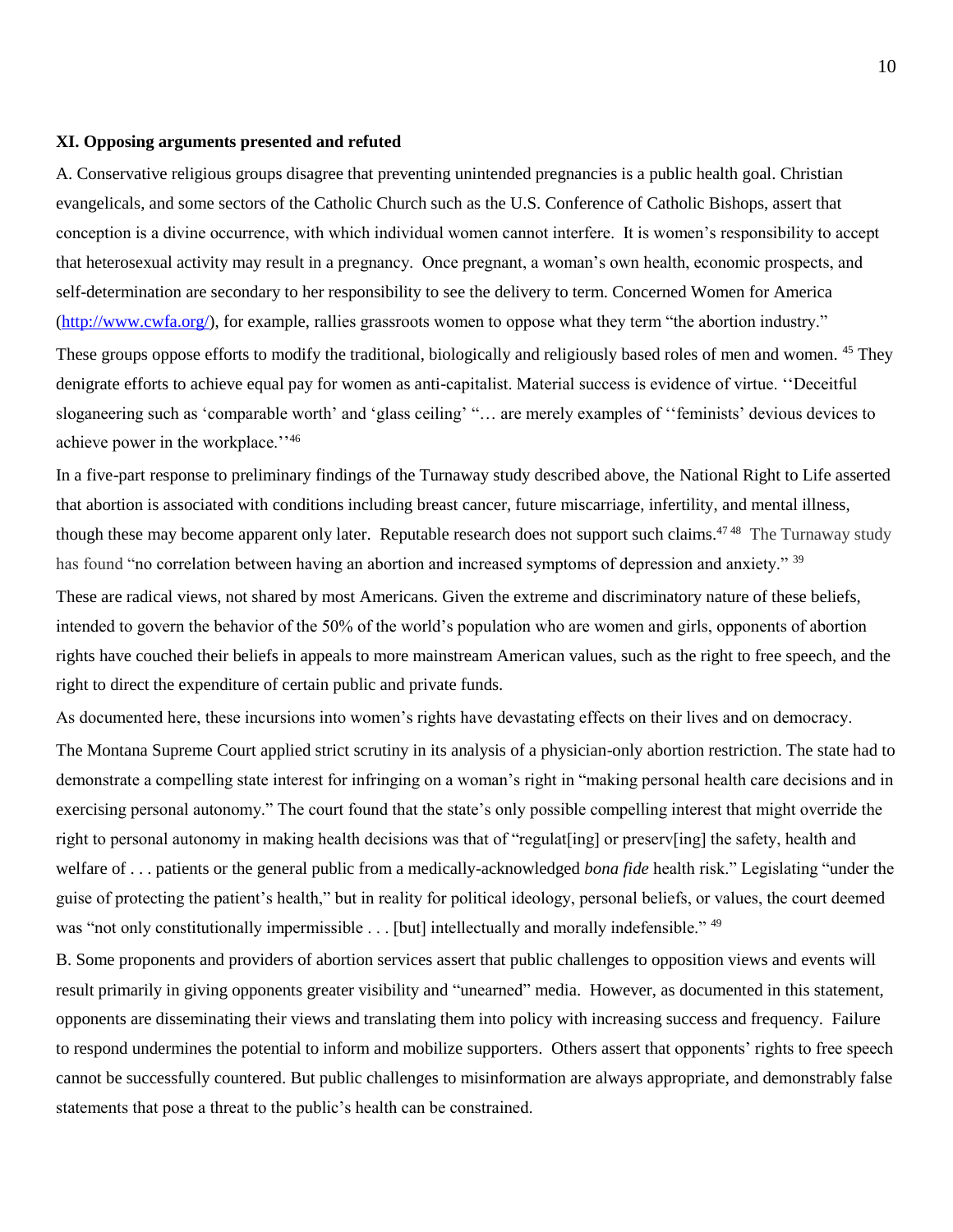**XI. Opposing arguments presented and refuted**

A. Conservative religious groups disagree that preventing unintended pregnancies is a public health goal. Christian evangelicals, and some sectors of the Catholic Church such as the U.S. Conference of Catholic Bishops, assert that conception is a divine occurrence, with which individual women cannot interfere. It is women's responsibility to accept that heterosexual activity may result in a pregnancy. Once pregnant, a woman's own health, economic prospects, and self-determination are secondary to her responsibility to see the delivery to term. Concerned Women for America (http://www.cwfa.org/), for example, rallies grassroots women to oppose what they term "the abortion industry." These groups oppose efforts to modify the traditional, biologically and religiously based roles of men and women. [45] They denigrate efforts to achieve equal pay for women as anti-capitalist. Material success is evidence of virtue. ''Deceitful sloganeering such as 'comparable worth' and 'glass ceiling' "… are merely examples of ''feminists' devious devices to achieve power in the workplace.''[46]

In a five-part response to preliminary findings of the Turnaway study described above, the National Right to Life asserted that abortion is associated with conditions including breast cancer, future miscarriage, infertility, and mental illness, though these may become apparent only later. Reputable research does not support such claims.[47 48] The Turnaway study has found "no correlation between having an abortion and increased symptoms of depression and anxiety." [39]

These are radical views, not shared by most Americans. Given the extreme and discriminatory nature of these beliefs, intended to govern the behavior of the 50% of the world's population who are women and girls, opponents of abortion rights have couched their beliefs in appeals to more mainstream American values, such as the right to free speech, and the right to direct the expenditure of certain public and private funds.

As documented here, these incursions into women's rights have devastating effects on their lives and on democracy.

The Montana Supreme Court applied strict scrutiny in its analysis of a physician-only abortion restriction. The state had to demonstrate a compelling state interest for infringing on a woman's right in "making personal health care decisions and in exercising personal autonomy." The court found that the state's only possible compelling interest that might override the right to personal autonomy in making health decisions was that of "regulat[ing] or preserv[ing] the safety, health and welfare of . . . patients or the general public from a medically-acknowledged *bona fide* health risk." Legislating "under the guise of protecting the patient's health," but in reality for political ideology, personal beliefs, or values, the court deemed was "not only constitutionally impermissible . . . [but] intellectually and morally indefensible." [49]

B. Some proponents and providers of abortion services assert that public challenges to opposition views and events will result primarily in giving opponents greater visibility and "unearned" media. However, as documented in this statement, opponents are disseminating their views and translating them into policy with increasing success and frequency. Failure to respond undermines the potential to inform and mobilize supporters. Others assert that opponents' rights to free speech cannot be successfully countered. But public challenges to misinformation are always appropriate, and demonstrably false statements that pose a threat to the public's health can be constrained.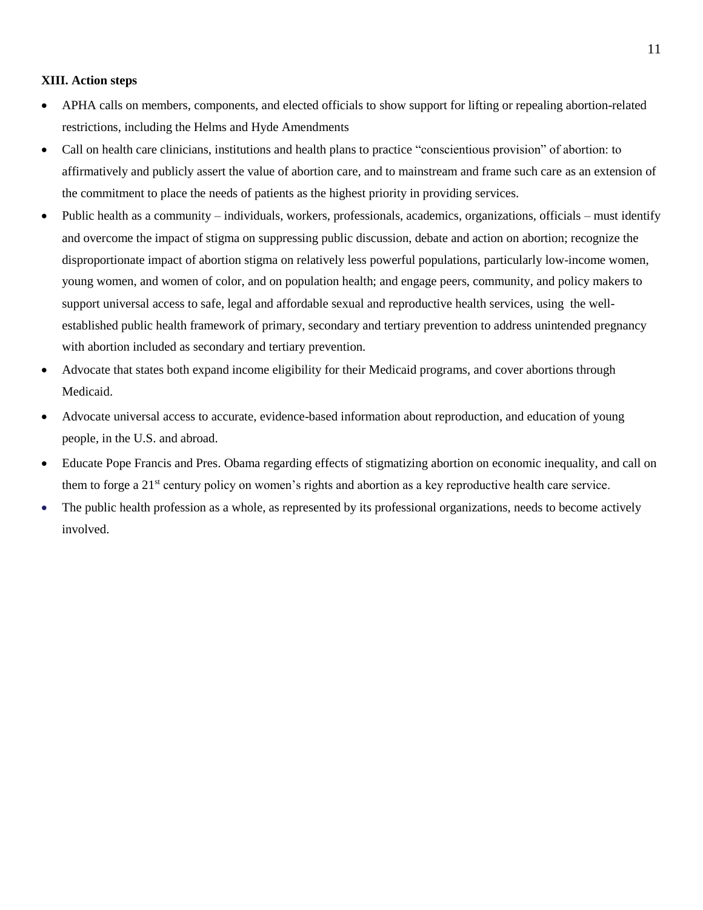**XIII. Action steps**

- APHA calls on members, components, and elected officials to show support for lifting or repealing abortion-related restrictions, including the Helms and Hyde Amendments
- Call on health care clinicians, institutions and health plans to practice "conscientious provision" of abortion: to affirmatively and publicly assert the value of abortion care, and to mainstream and frame such care as an extension of the commitment to place the needs of patients as the highest priority in providing services.
- Public health as a community – individuals, workers, professionals, academics, organizations, officials – must identify and overcome the impact of stigma on suppressing public discussion, debate and action on abortion; recognize the disproportionate impact of abortion stigma on relatively less powerful populations, particularly low-income women, young women, and women of color, and on population health; and engage peers, community, and policy makers to support universal access to safe, legal and affordable sexual and reproductive health services, using the well-established public health framework of primary, secondary and tertiary prevention to address unintended pregnancy with abortion included as secondary and tertiary prevention.
- Advocate that states both expand income eligibility for their Medicaid programs, and cover abortions through Medicaid.
- Advocate universal access to accurate, evidence-based information about reproduction, and education of young people, in the U.S. and abroad.
- Educate Pope Francis and Pres. Obama regarding effects of stigmatizing abortion on economic inequality, and call on them to forge a 21st century policy on women's rights and abortion as a key reproductive health care service.
- The public health profession as a whole, as represented by its professional organizations, needs to become actively involved.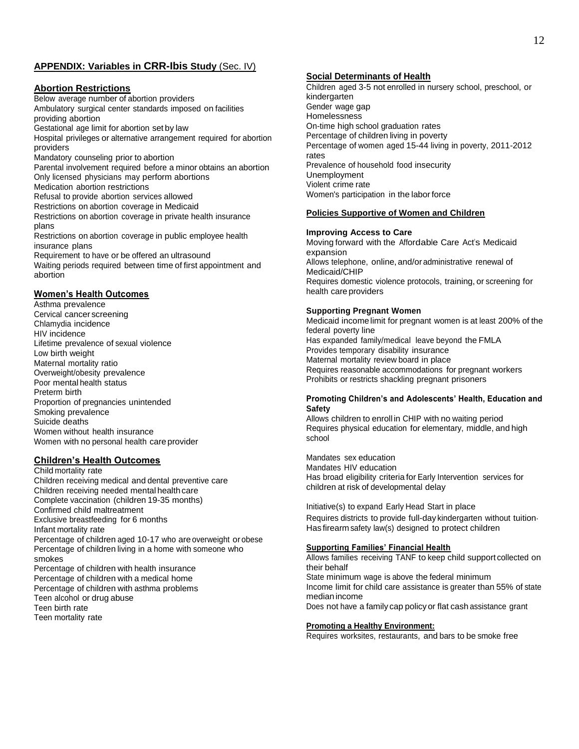## APPENDIX: Variables in CRR-Ibis Study (Sec. IV)

### Abortion Restrictions

Below average number of abortion providers
Ambulatory surgical center standards imposed on facilities providing abortion
Gestational age limit for abortion set by law
Hospital privileges or alternative arrangement required for abortion providers
Mandatory counseling prior to abortion
Parental involvement required before a minor obtains an abortion
Only licensed physicians may perform abortions
Medication abortion restrictions
Refusal to provide abortion services allowed
Restrictions on abortion coverage in Medicaid
Restrictions on abortion coverage in private health insurance plans
Restrictions on abortion coverage in public employee health insurance plans
Requirement to have or be offered an ultrasound
Waiting periods required between time of first appointment and abortion

### Women's Health Outcomes

Asthma prevalence
Cervical cancer screening
Chlamydia incidence
HIV incidence
Lifetime prevalence of sexual violence
Low birth weight
Maternal mortality ratio
Overweight/obesity prevalence
Poor mental health status
Preterm birth
Proportion of pregnancies unintended
Smoking prevalence
Suicide deaths
Women without health insurance
Women with no personal health care provider

### Children's Health Outcomes

Child mortality rate
Children receiving medical and dental preventive care
Children receiving needed mental health care
Complete vaccination (children 19-35 months)
Confirmed child maltreatment
Exclusive breastfeeding for 6 months
Infant mortality rate
Percentage of children aged 10-17 who are overweight or obese
Percentage of children living in a home with someone who smokes
Percentage of children with health insurance
Percentage of children with a medical home
Percentage of children with asthma problems
Teen alcohol or drug abuse
Teen birth rate
Teen mortality rate

### Social Determinants of Health

Children aged 3-5 not enrolled in nursery school, preschool, or kindergarten
Gender wage gap
Homelessness
On-time high school graduation rates
Percentage of children living in poverty
Percentage of women aged 15-44 living in poverty, 2011-2012 rates
Prevalence of household food insecurity
Unemployment
Violent crime rate
Women's participation in the labor force

### Policies Supportive of Women and Children

**Improving Access to Care**

Moving forward with the Affordable Care Act's Medicaid expansion
Allows telephone, online, and/or administrative renewal of Medicaid/CHIP
Requires domestic violence protocols, training, or screening for health care providers

**Supporting Pregnant Women**

Medicaid income limit for pregnant women is at least 200% of the federal poverty line
Has expanded family/medical leave beyond the FMLA
Provides temporary disability insurance
Maternal mortality review board in place
Requires reasonable accommodations for pregnant workers
Prohibits or restricts shackling pregnant prisoners

**Promoting Children's and Adolescents' Health, Education and Safety**

Allows children to enroll in CHIP with no waiting period
Requires physical education for elementary, middle, and high school

Mandates sex education
Mandates HIV education
Has broad eligibility criteria for Early Intervention services for children at risk of developmental delay

Initiative(s) to expand Early Head Start in place
Requires districts to provide full-day kindergarten without tuition.
Has firearm safety law(s) designed to protect children

**Supporting Families' Financial Health**

Allows families receiving TANF to keep child support collected on their behalf
State minimum wage is above the federal minimum
Income limit for child care assistance is greater than 55% of state median income
Does not have a family cap policy or flat cash assistance grant

**Promoting a Healthy Environment:**

Requires worksites, restaurants, and bars to be smoke free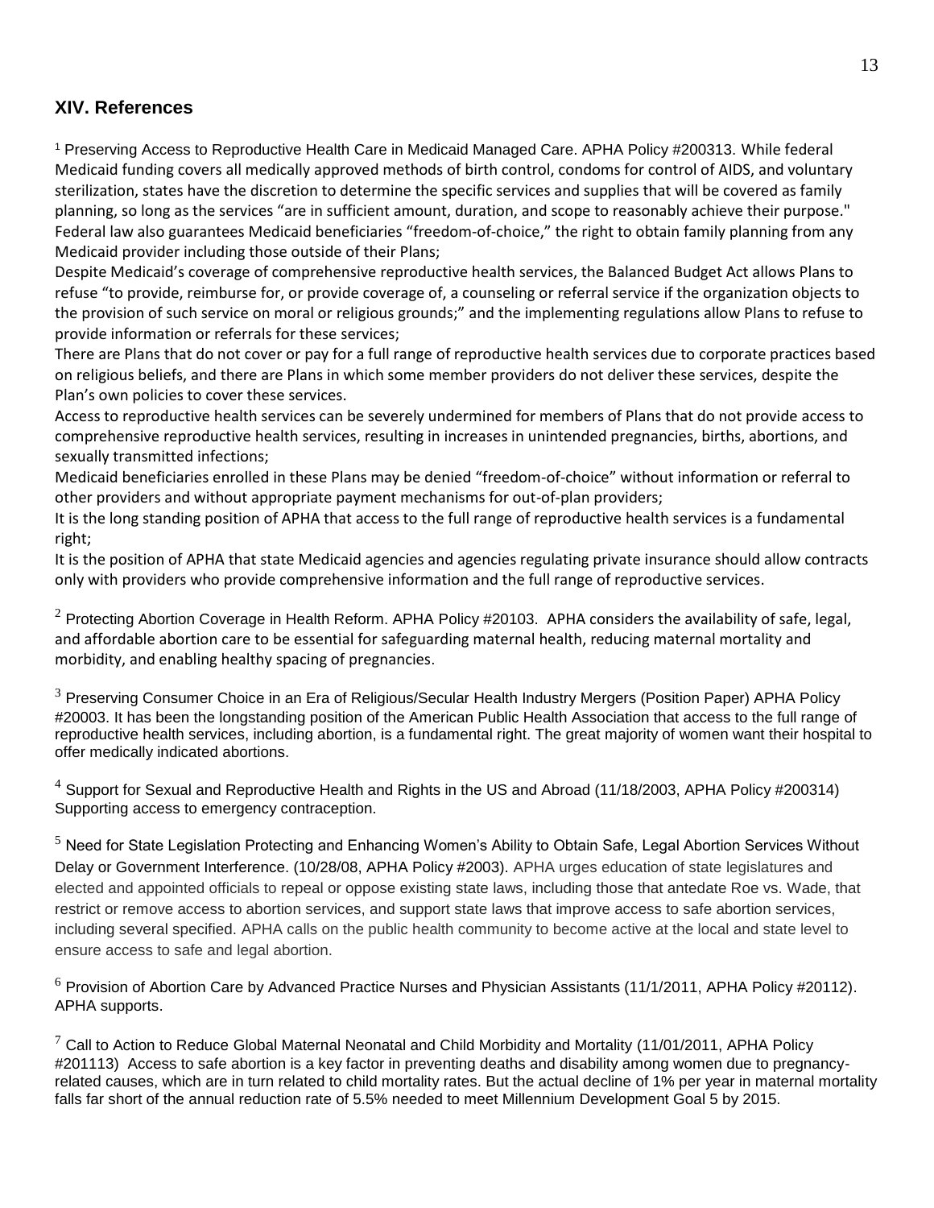## XIV. References

[1] Preserving Access to Reproductive Health Care in Medicaid Managed Care. APHA Policy #200313. While federal Medicaid funding covers all medically approved methods of birth control, condoms for control of AIDS, and voluntary sterilization, states have the discretion to determine the specific services and supplies that will be covered as family planning, so long as the services "are in sufficient amount, duration, and scope to reasonably achieve their purpose." Federal law also guarantees Medicaid beneficiaries "freedom-of-choice," the right to obtain family planning from any Medicaid provider including those outside of their Plans;

Despite Medicaid's coverage of comprehensive reproductive health services, the Balanced Budget Act allows Plans to refuse "to provide, reimburse for, or provide coverage of, a counseling or referral service if the organization objects to the provision of such service on moral or religious grounds;" and the implementing regulations allow Plans to refuse to provide information or referrals for these services;

There are Plans that do not cover or pay for a full range of reproductive health services due to corporate practices based on religious beliefs, and there are Plans in which some member providers do not deliver these services, despite the Plan's own policies to cover these services.

Access to reproductive health services can be severely undermined for members of Plans that do not provide access to comprehensive reproductive health services, resulting in increases in unintended pregnancies, births, abortions, and sexually transmitted infections;

Medicaid beneficiaries enrolled in these Plans may be denied "freedom-of-choice" without information or referral to other providers and without appropriate payment mechanisms for out-of-plan providers;

It is the long standing position of APHA that access to the full range of reproductive health services is a fundamental right;

It is the position of APHA that state Medicaid agencies and agencies regulating private insurance should allow contracts only with providers who provide comprehensive information and the full range of reproductive services.

[2] Protecting Abortion Coverage in Health Reform. APHA Policy #20103. APHA considers the availability of safe, legal, and affordable abortion care to be essential for safeguarding maternal health, reducing maternal mortality and morbidity, and enabling healthy spacing of pregnancies.

[3] Preserving Consumer Choice in an Era of Religious/Secular Health Industry Mergers (Position Paper) APHA Policy #20003. It has been the longstanding position of the American Public Health Association that access to the full range of reproductive health services, including abortion, is a fundamental right. The great majority of women want their hospital to offer medically indicated abortions.

[4] Support for Sexual and Reproductive Health and Rights in the US and Abroad (11/18/2003, APHA Policy #200314) Supporting access to emergency contraception.

[5] Need for State Legislation Protecting and Enhancing Women's Ability to Obtain Safe, Legal Abortion Services Without Delay or Government Interference. (10/28/08, APHA Policy #2003). APHA urges education of state legislatures and elected and appointed officials to repeal or oppose existing state laws, including those that antedate Roe vs. Wade, that restrict or remove access to abortion services, and support state laws that improve access to safe abortion services, including several specified. APHA calls on the public health community to become active at the local and state level to ensure access to safe and legal abortion.

[6] Provision of Abortion Care by Advanced Practice Nurses and Physician Assistants (11/1/2011, APHA Policy #20112). APHA supports.

[7] Call to Action to Reduce Global Maternal Neonatal and Child Morbidity and Mortality (11/01/2011, APHA Policy #201113) Access to safe abortion is a key factor in preventing deaths and disability among women due to pregnancy-related causes, which are in turn related to child mortality rates. But the actual decline of 1% per year in maternal mortality falls far short of the annual reduction rate of 5.5% needed to meet Millennium Development Goal 5 by 2015.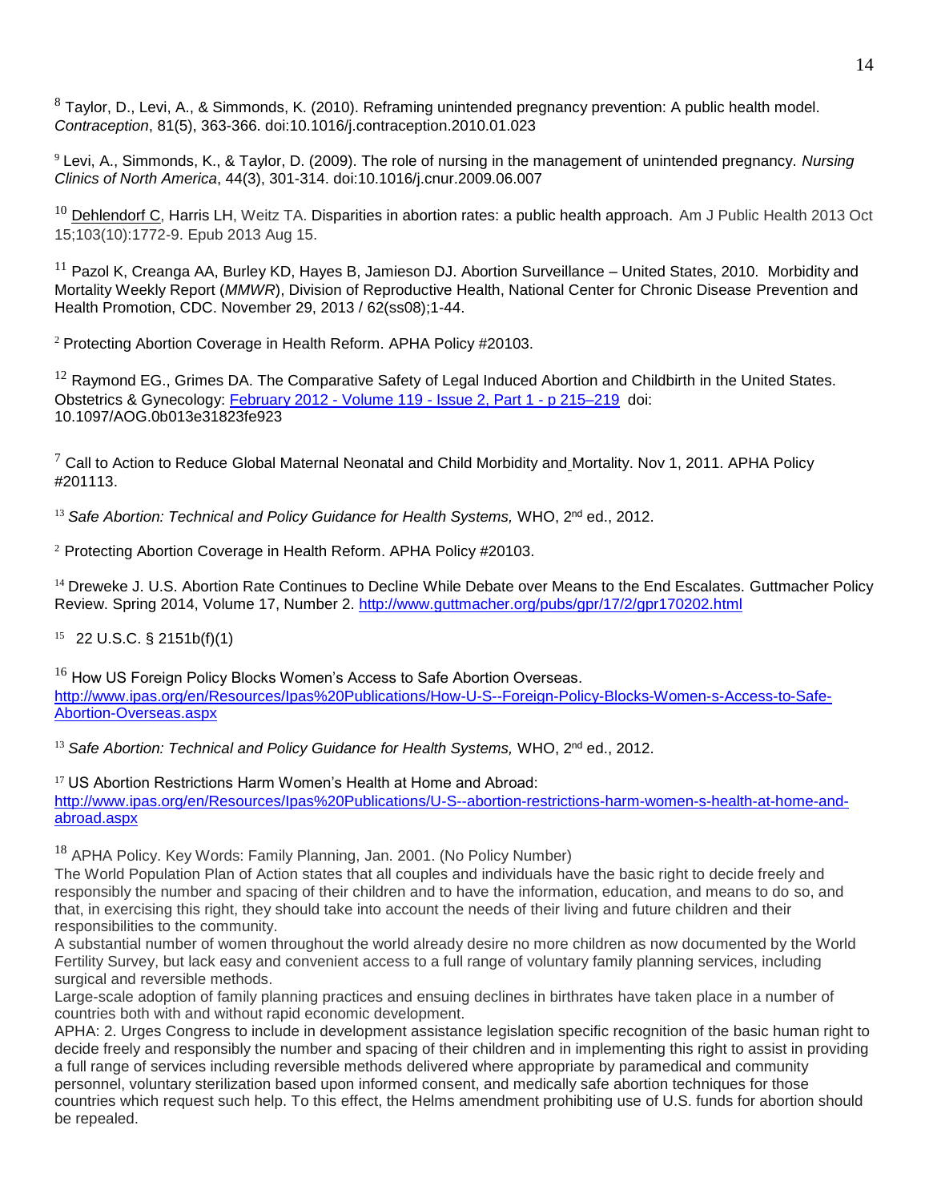[8] Taylor, D., Levi, A., & Simmonds, K. (2010). Reframing unintended pregnancy prevention: A public health model. *Contraception*, 81(5), 363-366. doi:10.1016/j.contraception.2010.01.023

[9] Levi, A., Simmonds, K., & Taylor, D. (2009). The role of nursing in the management of unintended pregnancy. *Nursing Clinics of North America*, 44(3), 301-314. doi:10.1016/j.cnur.2009.06.007

[10] Dehlendorf C, Harris LH, Weitz TA. Disparities in abortion rates: a public health approach. Am J Public Health 2013 Oct 15;103(10):1772-9. Epub 2013 Aug 15.

[11] Pazol K, Creanga AA, Burley KD, Hayes B, Jamieson DJ. Abortion Surveillance – United States, 2010. Morbidity and Mortality Weekly Report (*MMWR*), Division of Reproductive Health, National Center for Chronic Disease Prevention and Health Promotion, CDC. November 29, 2013 / 62(ss08);1-44.

[2] Protecting Abortion Coverage in Health Reform. APHA Policy #20103.

[12] Raymond EG., Grimes DA. The Comparative Safety of Legal Induced Abortion and Childbirth in the United States. Obstetrics & Gynecology: February 2012 - Volume 119 - Issue 2, Part 1 - p 215–219 doi: 10.1097/AOG.0b013e31823fe923

[7] Call to Action to Reduce Global Maternal Neonatal and Child Morbidity and Mortality. Nov 1, 2011. APHA Policy #201113.

[13] *Safe Abortion: Technical and Policy Guidance for Health Systems,* WHO, 2nd ed., 2012.

[2] Protecting Abortion Coverage in Health Reform. APHA Policy #20103.

[14] Dreweke J. U.S. Abortion Rate Continues to Decline While Debate over Means to the End Escalates. Guttmacher Policy Review. Spring 2014, Volume 17, Number 2. http://www.guttmacher.org/pubs/gpr/17/2/gpr170202.html

[15] 22 U.S.C. § 2151b(f)(1)

[16] How US Foreign Policy Blocks Women's Access to Safe Abortion Overseas. http://www.ipas.org/en/Resources/Ipas%20Publications/How-U-S--Foreign-Policy-Blocks-Women-s-Access-to-Safe-Abortion-Overseas.aspx

[13] *Safe Abortion: Technical and Policy Guidance for Health Systems,* WHO, 2nd ed., 2012.

[17] US Abortion Restrictions Harm Women's Health at Home and Abroad: http://www.ipas.org/en/Resources/Ipas%20Publications/U-S--abortion-restrictions-harm-women-s-health-at-home-and-abroad.aspx

[18] APHA Policy. Key Words: Family Planning, Jan. 2001. (No Policy Number)
The World Population Plan of Action states that all couples and individuals have the basic right to decide freely and responsibly the number and spacing of their children and to have the information, education, and means to do so, and that, in exercising this right, they should take into account the needs of their living and future children and their responsibilities to the community.
A substantial number of women throughout the world already desire no more children as now documented by the World Fertility Survey, but lack easy and convenient access to a full range of voluntary family planning services, including surgical and reversible methods.
Large-scale adoption of family planning practices and ensuing declines in birthrates have taken place in a number of countries both with and without rapid economic development.
APHA: 2. Urges Congress to include in development assistance legislation specific recognition of the basic human right to decide freely and responsibly the number and spacing of their children and in implementing this right to assist in providing a full range of services including reversible methods delivered where appropriate by paramedical and community personnel, voluntary sterilization based upon informed consent, and medically safe abortion techniques for those countries which request such help. To this effect, the Helms amendment prohibiting use of U.S. funds for abortion should be repealed.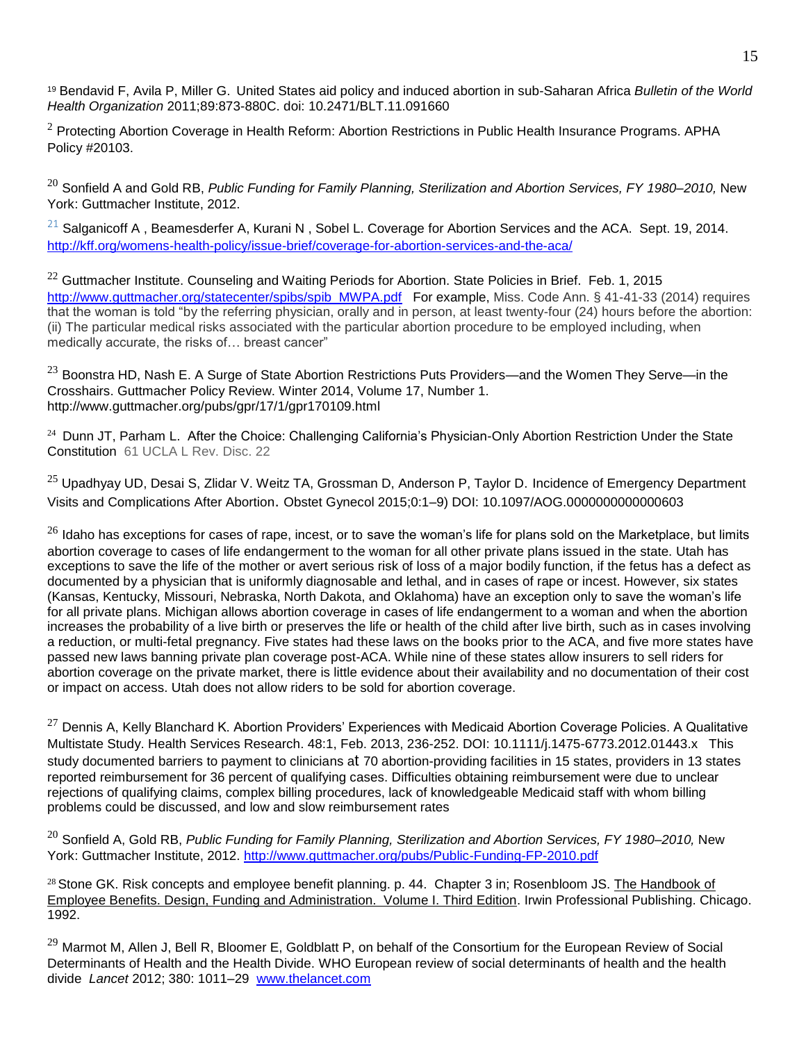[19] Bendavid F, Avila P, Miller G. United States aid policy and induced abortion in sub-Saharan Africa *Bulletin of the World Health Organization* 2011;89:873-880C. doi: 10.2471/BLT.11.091660

[2] Protecting Abortion Coverage in Health Reform: Abortion Restrictions in Public Health Insurance Programs. APHA Policy #20103.

[20] Sonfield A and Gold RB, *Public Funding for Family Planning, Sterilization and Abortion Services, FY 1980–2010,* New York: Guttmacher Institute, 2012.

[21] Salganicoff A , Beamesderfer A, Kurani N , Sobel L. Coverage for Abortion Services and the ACA. Sept. 19, 2014. http://kff.org/womens-health-policy/issue-brief/coverage-for-abortion-services-and-the-aca/

[22] Guttmacher Institute. Counseling and Waiting Periods for Abortion. State Policies in Brief. Feb. 1, 2015 http://www.guttmacher.org/statecenter/spibs/spib_MWPA.pdf For example, Miss. Code Ann. § 41-41-33 (2014) requires that the woman is told "by the referring physician, orally and in person, at least twenty-four (24) hours before the abortion: (ii) The particular medical risks associated with the particular abortion procedure to be employed including, when medically accurate, the risks of… breast cancer"

[23] Boonstra HD, Nash E. A Surge of State Abortion Restrictions Puts Providers—and the Women They Serve—in the Crosshairs. Guttmacher Policy Review. Winter 2014, Volume 17, Number 1. http://www.guttmacher.org/pubs/gpr/17/1/gpr170109.html

[24] Dunn JT, Parham L. After the Choice: Challenging California's Physician-Only Abortion Restriction Under the State Constitution 61 UCLA L Rev. Disc. 22

[25] Upadhyay UD, Desai S, Zlidar V. Weitz TA, Grossman D, Anderson P, Taylor D. Incidence of Emergency Department Visits and Complications After Abortion. Obstet Gynecol 2015;0:1–9) DOI: 10.1097/AOG.0000000000000603

[26] Idaho has exceptions for cases of rape, incest, or to save the woman's life for plans sold on the Marketplace, but limits abortion coverage to cases of life endangerment to the woman for all other private plans issued in the state. Utah has exceptions to save the life of the mother or avert serious risk of loss of a major bodily function, if the fetus has a defect as documented by a physician that is uniformly diagnosable and lethal, and in cases of rape or incest. However, six states (Kansas, Kentucky, Missouri, Nebraska, North Dakota, and Oklahoma) have an exception only to save the woman's life for all private plans. Michigan allows abortion coverage in cases of life endangerment to a woman and when the abortion increases the probability of a live birth or preserves the life or health of the child after live birth, such as in cases involving a reduction, or multi-fetal pregnancy. Five states had these laws on the books prior to the ACA, and five more states have passed new laws banning private plan coverage post-ACA. While nine of these states allow insurers to sell riders for abortion coverage on the private market, there is little evidence about their availability and no documentation of their cost or impact on access. Utah does not allow riders to be sold for abortion coverage.

[27] Dennis A, Kelly Blanchard K. Abortion Providers' Experiences with Medicaid Abortion Coverage Policies. A Qualitative Multistate Study. Health Services Research. 48:1, Feb. 2013, 236-252. DOI: 10.1111/j.1475-6773.2012.01443.x This study documented barriers to payment to clinicians at 70 abortion-providing facilities in 15 states, providers in 13 states reported reimbursement for 36 percent of qualifying cases. Difficulties obtaining reimbursement were due to unclear rejections of qualifying claims, complex billing procedures, lack of knowledgeable Medicaid staff with whom billing problems could be discussed, and low and slow reimbursement rates

[20] Sonfield A, Gold RB, *Public Funding for Family Planning, Sterilization and Abortion Services, FY 1980–2010,* New York: Guttmacher Institute, 2012. http://www.guttmacher.org/pubs/Public-Funding-FP-2010.pdf

[28] Stone GK. Risk concepts and employee benefit planning. p. 44. Chapter 3 in; Rosenbloom JS. The Handbook of Employee Benefits. Design, Funding and Administration. Volume I. Third Edition. Irwin Professional Publishing. Chicago. 1992.

[29] Marmot M, Allen J, Bell R, Bloomer E, Goldblatt P, on behalf of the Consortium for the European Review of Social Determinants of Health and the Health Divide. WHO European review of social determinants of health and the health divide *Lancet* 2012; 380: 1011–29 www.thelancet.com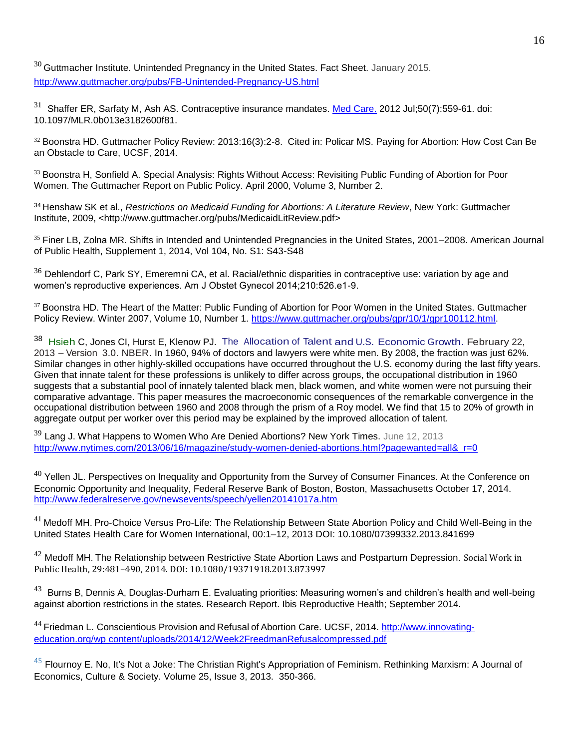[30] Guttmacher Institute. Unintended Pregnancy in the United States. Fact Sheet. January 2015. http://www.guttmacher.org/pubs/FB-Unintended-Pregnancy-US.html

[31] Shaffer ER, Sarfaty M, Ash AS. Contraceptive insurance mandates. Med Care. 2012 Jul;50(7):559-61. doi: 10.1097/MLR.0b013e3182600f81.

[32] Boonstra HD. Guttmacher Policy Review: 2013:16(3):2-8. Cited in: Policar MS. Paying for Abortion: How Cost Can Be an Obstacle to Care, UCSF, 2014.

[33] Boonstra H, Sonfield A. Special Analysis: Rights Without Access: Revisiting Public Funding of Abortion for Poor Women. The Guttmacher Report on Public Policy. April 2000, Volume 3, Number 2.

[34] Henshaw SK et al., *Restrictions on Medicaid Funding for Abortions: A Literature Review*, New York: Guttmacher Institute, 2009, <http://www.guttmacher.org/pubs/MedicaidLitReview.pdf>

[35] Finer LB, Zolna MR. Shifts in Intended and Unintended Pregnancies in the United States, 2001–2008. American Journal of Public Health, Supplement 1, 2014, Vol 104, No. S1: S43-S48

[36] Dehlendorf C, Park SY, Emeremni CA, et al. Racial/ethnic disparities in contraceptive use: variation by age and women's reproductive experiences. Am J Obstet Gynecol 2014;210:526.e1-9.

[37] Boonstra HD. The Heart of the Matter: Public Funding of Abortion for Poor Women in the United States. Guttmacher Policy Review. Winter 2007, Volume 10, Number 1. https://www.guttmacher.org/pubs/gpr/10/1/gpr100112.html.

[38] Hsieh C, Jones CI, Hurst E, Klenow PJ. The Allocation of Talent and U.S. Economic Growth. February 22, 2013 – Version 3.0. NBER. In 1960, 94% of doctors and lawyers were white men. By 2008, the fraction was just 62%. Similar changes in other highly-skilled occupations have occurred throughout the U.S. economy during the last fifty years. Given that innate talent for these professions is unlikely to differ across groups, the occupational distribution in 1960 suggests that a substantial pool of innately talented black men, black women, and white women were not pursuing their comparative advantage. This paper measures the macroeconomic consequences of the remarkable convergence in the occupational distribution between 1960 and 2008 through the prism of a Roy model. We find that 15 to 20% of growth in aggregate output per worker over this period may be explained by the improved allocation of talent.

[39] Lang J. What Happens to Women Who Are Denied Abortions? New York Times. June 12, 2013 http://www.nytimes.com/2013/06/16/magazine/study-women-denied-abortions.html?pagewanted=all&_r=0

[40] Yellen JL. Perspectives on Inequality and Opportunity from the Survey of Consumer Finances. At the Conference on Economic Opportunity and Inequality, Federal Reserve Bank of Boston, Boston, Massachusetts October 17, 2014. http://www.federalreserve.gov/newsevents/speech/yellen20141017a.htm

[41] Medoff MH. Pro-Choice Versus Pro-Life: The Relationship Between State Abortion Policy and Child Well-Being in the United States Health Care for Women International, 00:1–12, 2013 DOI: 10.1080/07399332.2013.841699

[42] Medoff MH. The Relationship between Restrictive State Abortion Laws and Postpartum Depression. Social Work in Public Health, 29:481–490, 2014. DOI: 10.1080/19371918.2013.873997

[43] Burns B, Dennis A, Douglas-Durham E. Evaluating priorities: Measuring women's and children's health and well-being against abortion restrictions in the states. Research Report. Ibis Reproductive Health; September 2014.

[44] Friedman L. Conscientious Provision and Refusal of Abortion Care. UCSF, 2014. http://www.innovating-education.org/wp content/uploads/2014/12/Week2FreedmanRefusalcompressed.pdf

[45] Flournoy E. No, It's Not a Joke: The Christian Right's Appropriation of Feminism. Rethinking Marxism: A Journal of Economics, Culture & Society. Volume 25, Issue 3, 2013. 350-366.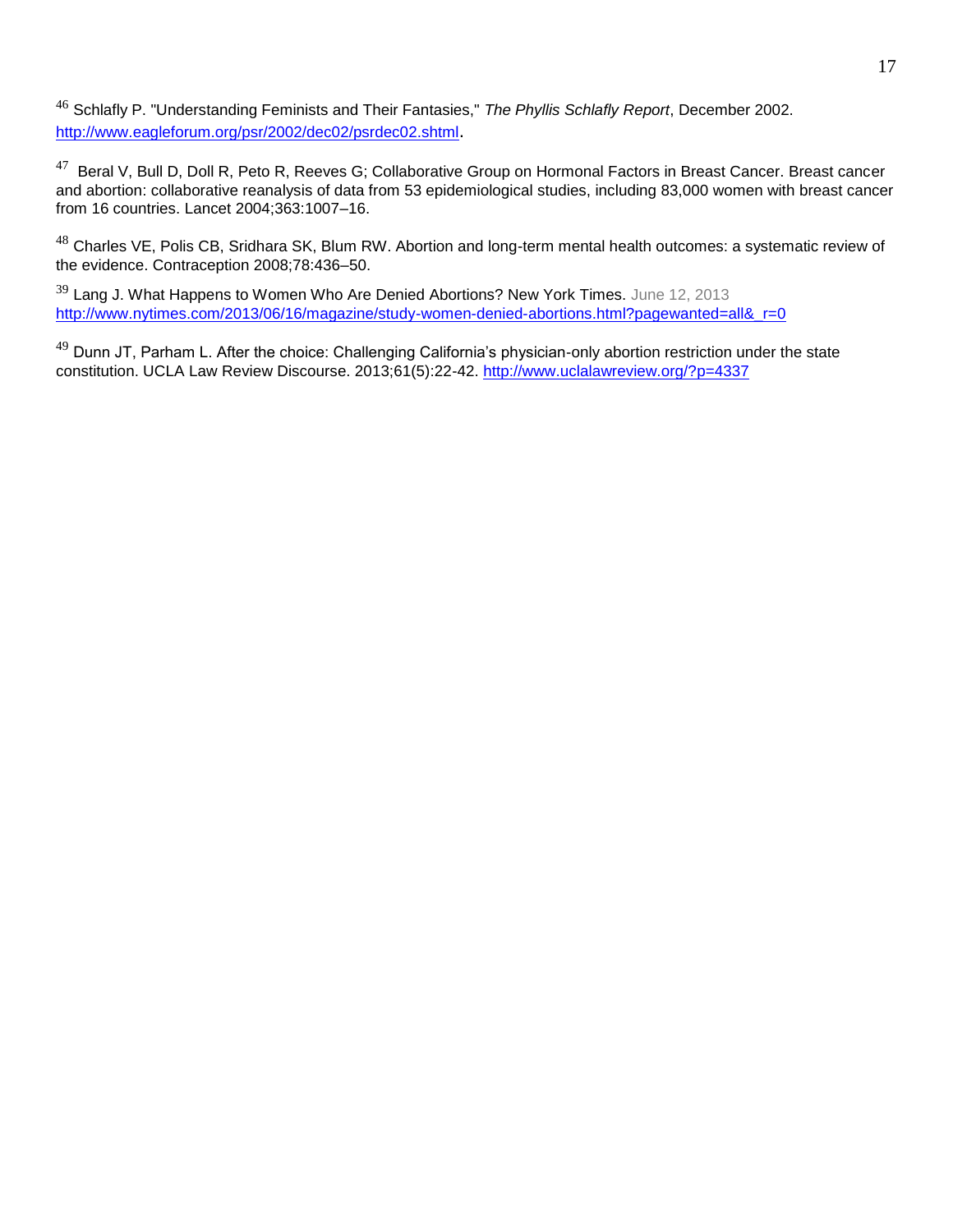[46] Schlafly P. "Understanding Feminists and Their Fantasies," *The Phyllis Schlafly Report*, December 2002. http://www.eagleforum.org/psr/2002/dec02/psrdec02.shtml.

[47] Beral V, Bull D, Doll R, Peto R, Reeves G; Collaborative Group on Hormonal Factors in Breast Cancer. Breast cancer and abortion: collaborative reanalysis of data from 53 epidemiological studies, including 83,000 women with breast cancer from 16 countries. Lancet 2004;363:1007–16.

[48] Charles VE, Polis CB, Sridhara SK, Blum RW. Abortion and long-term mental health outcomes: a systematic review of the evidence. Contraception 2008;78:436–50.

[39] Lang J. What Happens to Women Who Are Denied Abortions? New York Times. June 12, 2013 http://www.nytimes.com/2013/06/16/magazine/study-women-denied-abortions.html?pagewanted=all&_r=0

[49] Dunn JT, Parham L. After the choice: Challenging California's physician-only abortion restriction under the state constitution. UCLA Law Review Discourse. 2013;61(5):22-42. http://www.uclalawreview.org/?p=4337